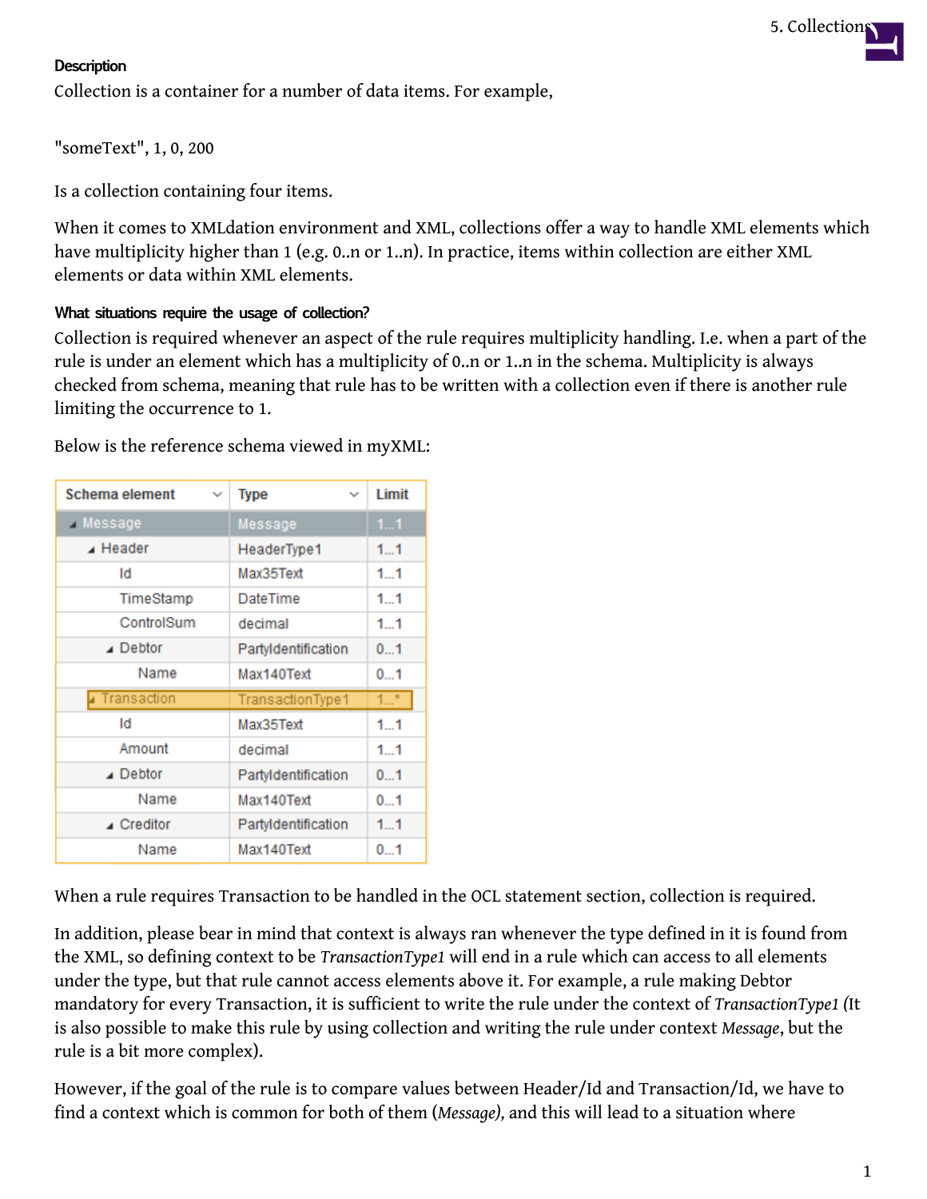#### Description

Collection is a container for a number of data items. For example,

"someText", 1, 0, 200

Is a collection containing four items.

When it comes to XMLdation environment and XML, collections offer a way to handle XML elements which have multiplicity higher than 1 (e.g. 0..n or 1..n). In practice, items within collection are either XML elements or data within XML elements.

#### What situations require the usage of collection?

Collection is required whenever an aspect of the rule requires multiplicity handling. I.e. when a part of the rule is under an element which has a multiplicity of 0..n or 1..n in the schema. Multiplicity is always checked from schema, meaning that rule has to be written with a collection even if there is another rule limiting the occurrence to 1.

Below is the reference schema viewed in myXML:

| Schema element | Type | Limit |
| --- | --- | --- |
| Message | Message | 1...1 |
| Header | HeaderType1 | 1...1 |
| Id | Max35Text | 1...1 |
| TimeStamp | DateTime | 1...1 |
| ControlSum | decimal | 1...1 |
| Debtor | PartyIdentification | 0...1 |
| Name | Max140Text | 0...1 |
| Transaction | TransactionType1 | 1...* |
| Id | Max35Text | 1...1 |
| Amount | decimal | 1...1 |
| Debtor | PartyIdentification | 0...1 |
| Name | Max140Text | 0...1 |
| Creditor | PartyIdentification | 1...1 |
| Name | Max140Text | 0...1 |

When a rule requires Transaction to be handled in the OCL statement section, collection is required.

In addition, please bear in mind that context is always ran whenever the type defined in it is found from the XML, so defining context to be *TransactionType1* will end in a rule which can access to all elements under the type, but that rule cannot access elements above it. For example, a rule making Debtor mandatory for every Transaction, it is sufficient to write the rule under the context of *TransactionType1 (*It is also possible to make this rule by using collection and writing the rule under context *Message*, but the rule is a bit more complex).

However, if the goal of the rule is to compare values between Header/Id and Transaction/Id, we have to find a context which is common for both of them (*Message)*, and this will lead to a situation where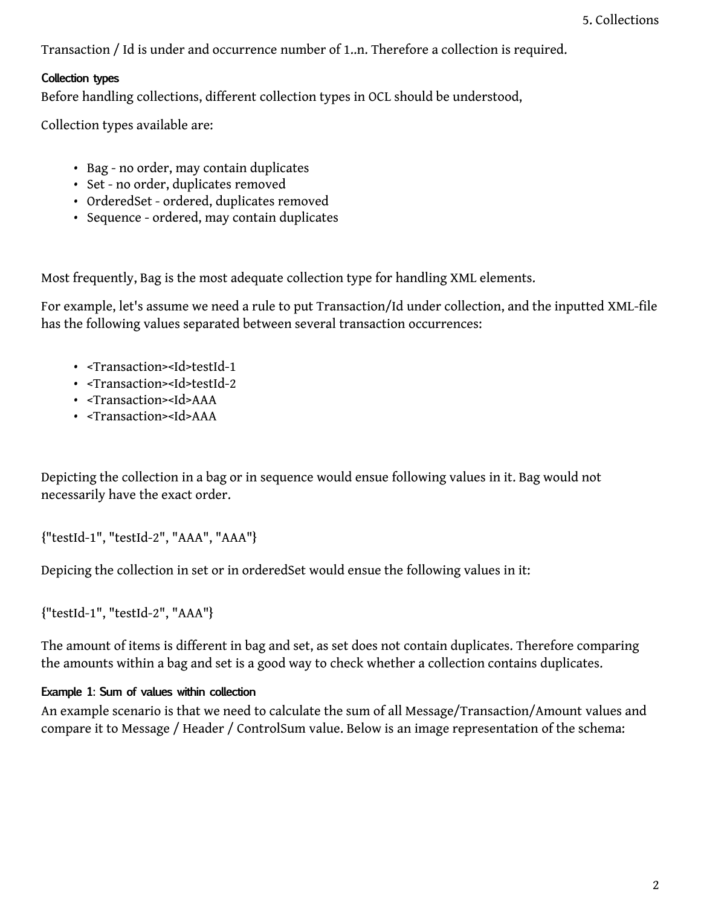Transaction / Id is under and occurrence number of 1..n. Therefore a collection is required.

#### Collection types

Before handling collections, different collection types in OCL should be understood,

Collection types available are:

- Bag - no order, may contain duplicates
- Set - no order, duplicates removed
- OrderedSet - ordered, duplicates removed
- Sequence - ordered, may contain duplicates

Most frequently, Bag is the most adequate collection type for handling XML elements.

For example, let's assume we need a rule to put Transaction/Id under collection, and the inputted XML-file has the following values separated between several transaction occurrences:

- <Transaction><Id>testId-1
- <Transaction><Id>testId-2
- <Transaction><Id>AAA
- <Transaction><Id>AAA

Depicting the collection in a bag or in sequence would ensue following values in it. Bag would not necessarily have the exact order.

{"testId-1", "testId-2", "AAA", "AAA"}

Depicing the collection in set or in orderedSet would ensue the following values in it:

{"testId-1", "testId-2", "AAA"}

The amount of items is different in bag and set, as set does not contain duplicates. Therefore comparing the amounts within a bag and set is a good way to check whether a collection contains duplicates.

#### Example 1: Sum of values within collection

An example scenario is that we need to calculate the sum of all Message/Transaction/Amount values and compare it to Message / Header / ControlSum value. Below is an image representation of the schema: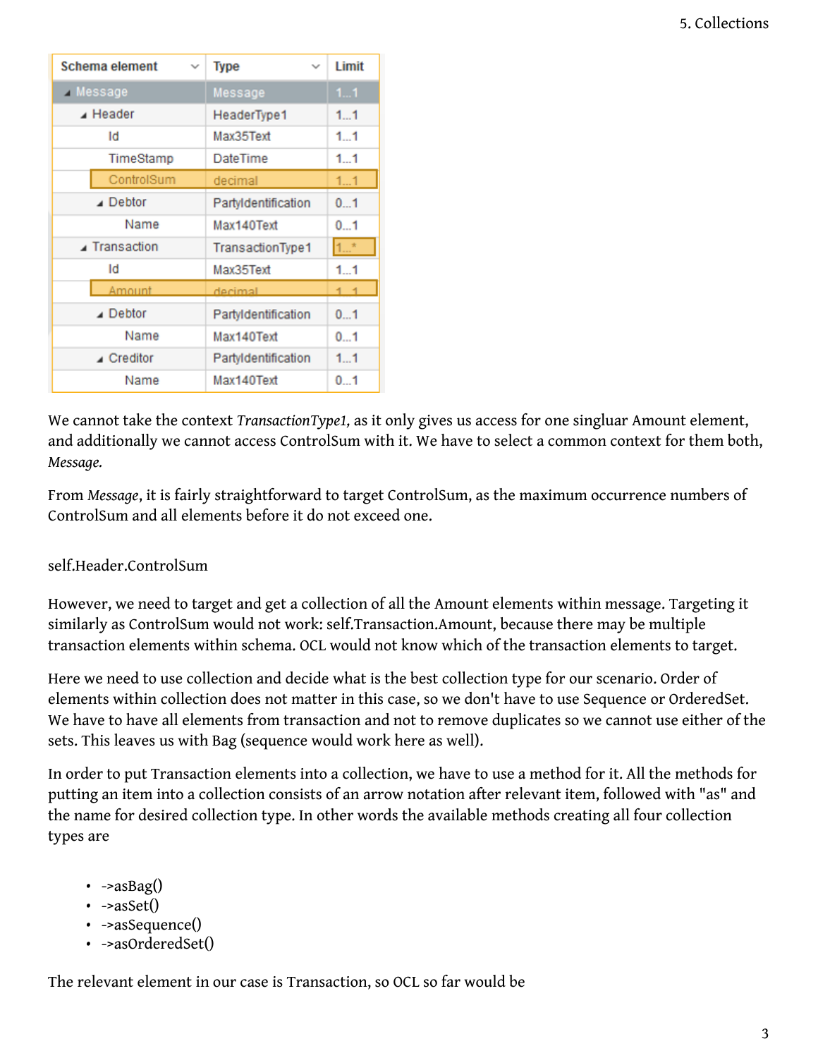| Schema element | Type | Limit |
|---|---|---|
| Message | Message | 1...1 |
| Header | HeaderType1 | 1...1 |
| Id | Max35Text | 1...1 |
| TimeStamp | DateTime | 1...1 |
| ControlSum | decimal | 1...1 |
| Debtor | PartyIdentification | 0...1 |
| Name | Max140Text | 0...1 |
| Transaction | TransactionType1 | 1...* |
| Id | Max35Text | 1...1 |
| Amount | decimal | 1...1 |
| Debtor | PartyIdentification | 0...1 |
| Name | Max140Text | 0...1 |
| Creditor | PartyIdentification | 1...1 |
| Name | Max140Text | 0...1 |

We cannot take the context *TransactionType1,* as it only gives us access for one singluar Amount element, and additionally we cannot access ControlSum with it. We have to select a common context for them both, *Message.*

From *Message*, it is fairly straightforward to target ControlSum, as the maximum occurrence numbers of ControlSum and all elements before it do not exceed one.

```
self.Header.ControlSum
```

However, we need to target and get a collection of all the Amount elements within message. Targeting it similarly as ControlSum would not work: self.Transaction.Amount, because there may be multiple transaction elements within schema. OCL would not know which of the transaction elements to target.

Here we need to use collection and decide what is the best collection type for our scenario. Order of elements within collection does not matter in this case, so we don't have to use Sequence or OrderedSet. We have to have all elements from transaction and not to remove duplicates so we cannot use either of the sets. This leaves us with Bag (sequence would work here as well).

In order to put Transaction elements into a collection, we have to use a method for it. All the methods for putting an item into a collection consists of an arrow notation after relevant item, followed with "as" and the name for desired collection type. In other words the available methods creating all four collection types are

- ->asBag()
- ->asSet()
- ->asSequence()
- ->asOrderedSet()

The relevant element in our case is Transaction, so OCL so far would be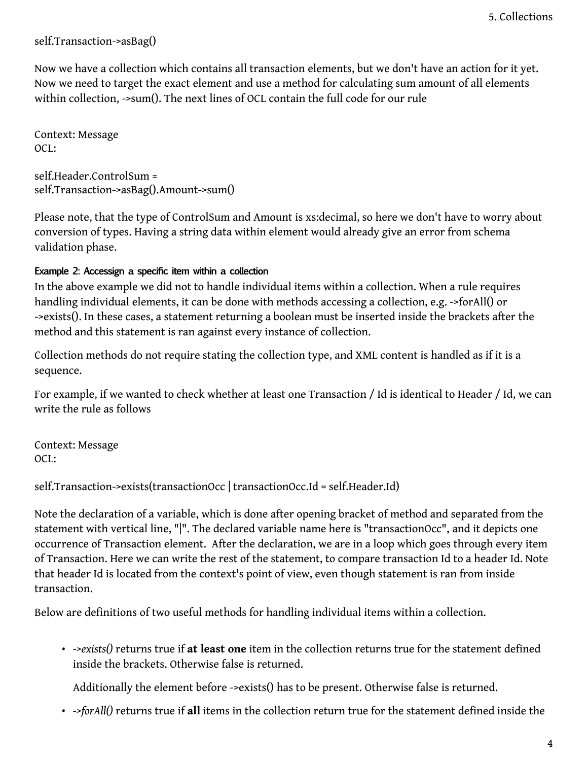self.Transaction->asBag()

Now we have a collection which contains all transaction elements, but we don't have an action for it yet. Now we need to target the exact element and use a method for calculating sum amount of all elements within collection, ->sum(). The next lines of OCL contain the full code for our rule

Context: Message
OCL:

```
self.Header.ControlSum =
self.Transaction->asBag().Amount->sum()
```

Please note, that the type of ControlSum and Amount is xs:decimal, so here we don't have to worry about conversion of types. Having a string data within element would already give an error from schema validation phase.

#### Example 2: Accessign a specific item within a collection

In the above example we did not to handle individual items within a collection. When a rule requires handling individual elements, it can be done with methods accessing a collection, e.g. ->forAll() or ->exists(). In these cases, a statement returning a boolean must be inserted inside the brackets after the method and this statement is ran against every instance of collection.

Collection methods do not require stating the collection type, and XML content is handled as if it is a sequence.

For example, if we wanted to check whether at least one Transaction / Id is identical to Header / Id, we can write the rule as follows

Context: Message
OCL:

```
self.Transaction->exists(transactionOcc | transactionOcc.Id = self.Header.Id)
```

Note the declaration of a variable, which is done after opening bracket of method and separated from the statement with vertical line, "|". The declared variable name here is "transactionOcc", and it depicts one occurrence of Transaction element. After the declaration, we are in a loop which goes through every item of Transaction. Here we can write the rest of the statement, to compare transaction Id to a header Id. Note that header Id is located from the context's point of view, even though statement is ran from inside transaction.

Below are definitions of two useful methods for handling individual items within a collection.

- *->exists()* returns true if **at least one** item in the collection returns true for the statement defined inside the brackets. Otherwise false is returned.

  Additionally the element before ->exists() has to be present. Otherwise false is returned.

- *->forAll()* returns true if **all** items in the collection return true for the statement defined inside the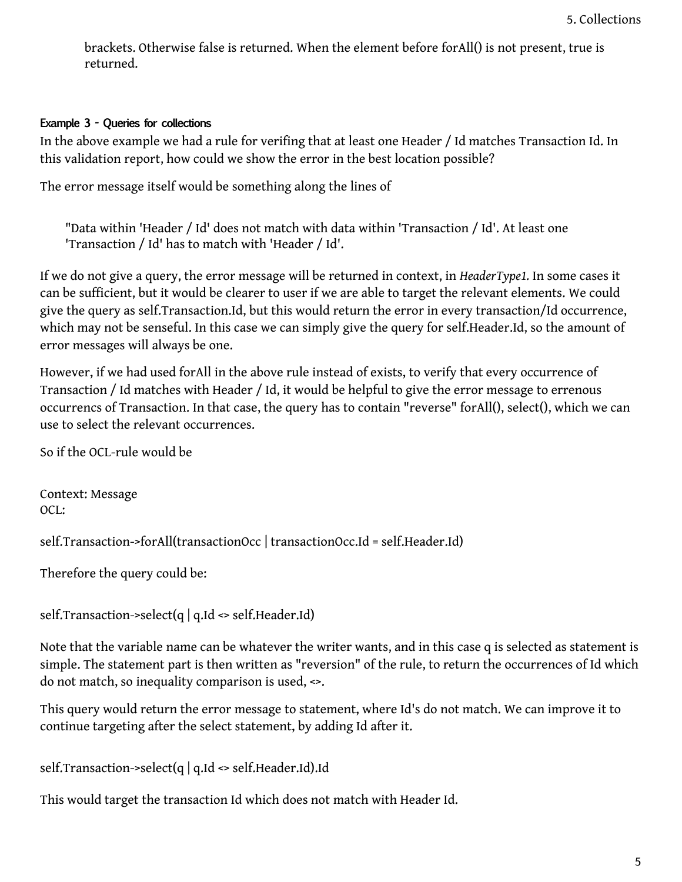brackets. Otherwise false is returned. When the element before forAll() is not present, true is returned.

#### Example 3 - Queries for collections

In the above example we had a rule for verifing that at least one Header / Id matches Transaction Id. In this validation report, how could we show the error in the best location possible?

The error message itself would be something along the lines of

> "Data within 'Header / Id' does not match with data within 'Transaction / Id'. At least one 'Transaction / Id' has to match with 'Header / Id'.

If we do not give a query, the error message will be returned in context, in *HeaderType1.* In some cases it can be sufficient, but it would be clearer to user if we are able to target the relevant elements. We could give the query as self.Transaction.Id, but this would return the error in every transaction/Id occurrence, which may not be senseful. In this case we can simply give the query for self.Header.Id, so the amount of error messages will always be one.

However, if we had used forAll in the above rule instead of exists, to verify that every occurrence of Transaction / Id matches with Header / Id, it would be helpful to give the error message to errenous occurrencs of Transaction. In that case, the query has to contain "reverse" forAll(), select(), which we can use to select the relevant occurrences.

So if the OCL-rule would be

```
Context: Message
OCL:

self.Transaction->forAll(transactionOcc | transactionOcc.Id = self.Header.Id)
```

Therefore the query could be:

```
self.Transaction->select(q | q.Id <> self.Header.Id)
```

Note that the variable name can be whatever the writer wants, and in this case q is selected as statement is simple. The statement part is then written as "reversion" of the rule, to return the occurrences of Id which do not match, so inequality comparison is used, <>.

This query would return the error message to statement, where Id's do not match. We can improve it to continue targeting after the select statement, by adding Id after it.

```
self.Transaction->select(q | q.Id <> self.Header.Id).Id
```

This would target the transaction Id which does not match with Header Id.